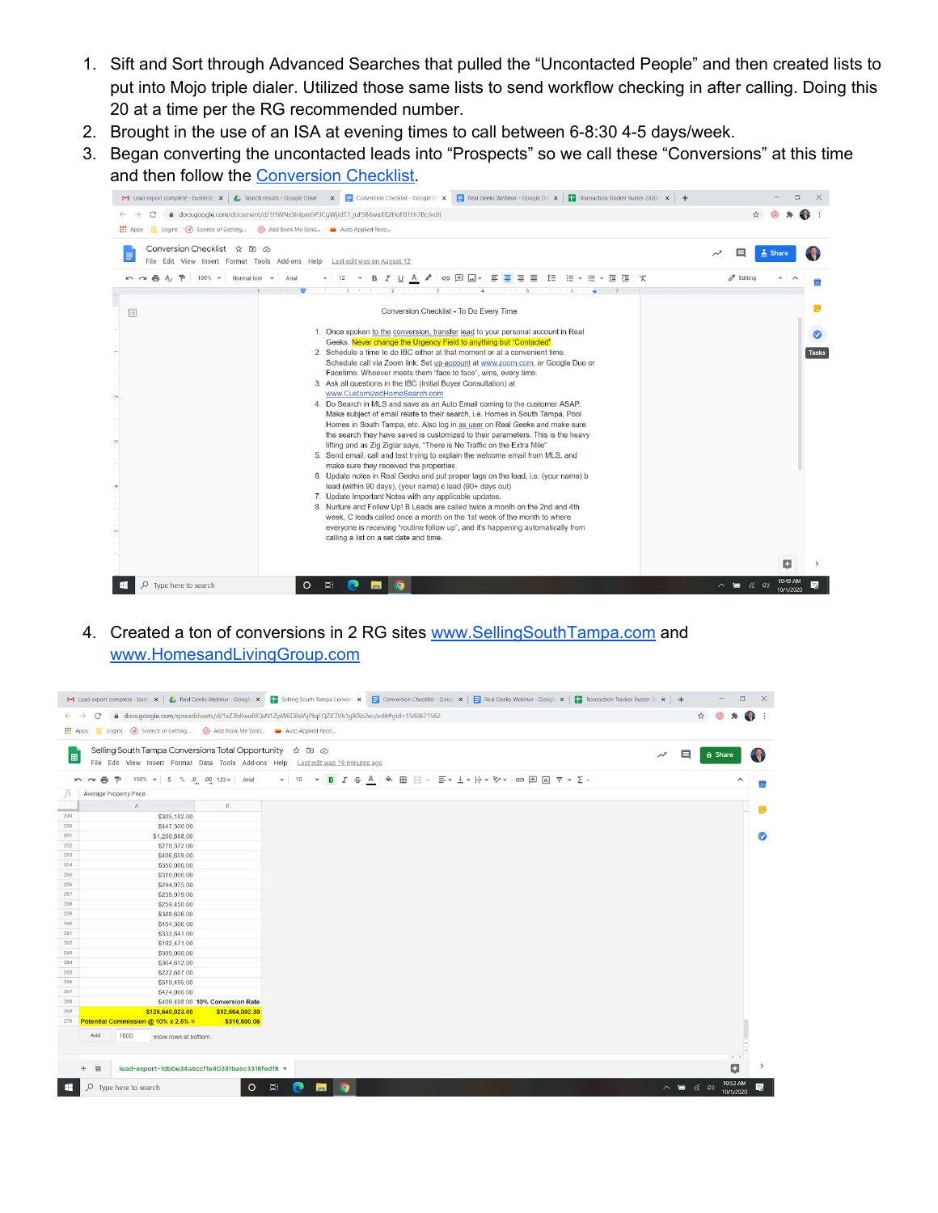1. Sift and Sort through Advanced Searches that pulled the "Uncontacted People" and then created lists to put into Mojo triple dialer. Utilized those same lists to send workflow checking in after calling. Doing this 20 at a time per the RG recommended number.
2. Brought in the use of an ISA at evening times to call between 6-8:30 4-5 days/week.
3. Began converting the uncontacted leads into "Prospects" so we call these "Conversions" at this time and then follow the Conversion Checklist.

Conversion Checklist - To Do Every Time

1. Once spoken to the conversion, transfer lead to your personal account in Real Geeks. Never change the Urgency Field to anything but "Contacted"
2. Schedule a time to do IBC either at that moment or at a convenient time. Schedule call via Zoom link. Set up account at www.zoom.com, or Google Duo or Facetime. Whoever meets them "face to face", wins, every time.
3. Ask all questions in the IBC (Initial Buyer Consultation) at www.CustomizedHomeSearch.com
4. Do Search in MLS and save as an Auto Email coming to the customer ASAP. Make subject of email relate to their search, i.e. Homes in South Tampa, Pool Homes in South Tampa, etc. Also log in as user on Real Geeks and make sure the search they have saved is customized to their parameters. This is the heavy lifting and as Zig Ziglar says, "There is No Traffic on the Extra Mile"
5. Send email, call and text trying to explain the welcome email from MLS, and make sure they received the properties.
6. Update notes in Real Geeks and put proper tags on the lead, i.e. (your name) b lead (within 90 days), (your name) c lead (90+ days out)
7. Update Important Notes with any applicable updates.
8. Nurture and Follow Up! B Leads are called twice a month on the 2nd and 4th week, C leads called once a month on the 1st week of the month to where everyone is receiving "routine follow up", and it's happening automatically from calling a list on a set date and time.

4. Created a ton of conversions in 2 RG sites www.SellingSouthTampa.com and www.HomesandLivingGroup.com

Selling South Tampa Conversions Total Opportunity

| | A | B |
|---|---|---|
| 249 | $305,182.00 | |
| 250 | $447,500.00 | |
| 251 | $1,200,888.00 | |
| 252 | $270,372.00 | |
| 253 | $406,659.00 | |
| 254 | $550,000.00 | |
| 255 | $310,000.00 | |
| 256 | $244,975.00 | |
| 257 | $235,979.00 | |
| 258 | $259,450.00 | |
| 259 | $388,626.00 | |
| 260 | $454,300.00 | |
| 261 | $333,841.00 | |
| 262 | $192,471.00 | |
| 263 | $595,000.00 | |
| 264 | $364,612.00 | |
| 265 | $222,687.00 | |
| 266 | $519,495.00 | |
| 267 | $424,900.00 | |
| 268 | $409,498.00 | 10% Conversion Rate |
| 269 | $126,640,923.00 | $12,664,092.30 |
| 270 | Potential Commission @ 10% x 2.5% = | $316,600.06 |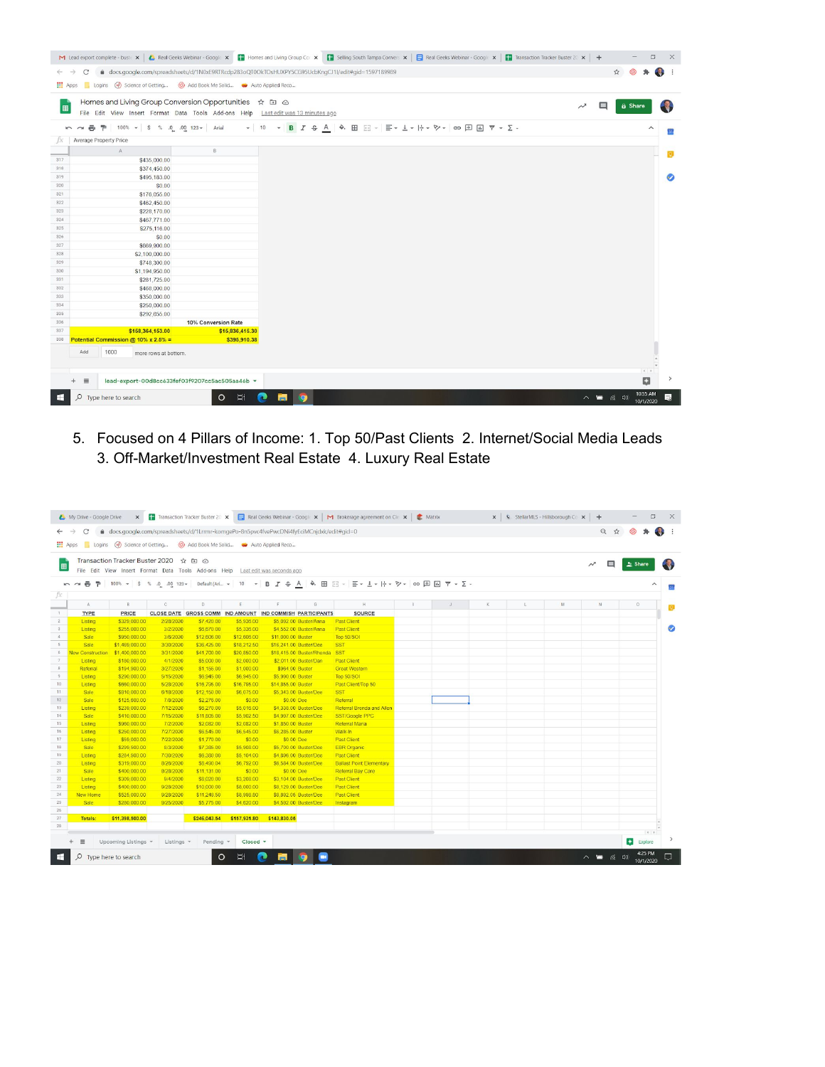| A | B |
|---|---|
| $435,000.00 | |
| $374,450.00 | |
| $495,183.00 | |
| $0.00 | |
| $176,055.00 | |
| $462,450.00 | |
| $228,170.00 | |
| $467,771.00 | |
| $275,118.00 | |
| $0.00 | |
| $669,900.00 | |
| $2,100,000.00 | |
| $748,300.00 | |
| $1,194,950.00 | |
| $281,725.00 | |
| $468,000.00 | |
| $350,000.00 | |
| $250,000.00 | |
| $292,655.00 | |
| | 10% Conversion Rate |
| $158,364,153.00 | $15,836,415.30 |
| Potential Commission @ 10% x 2.5% = | $395,910.38 |

5. Focused on 4 Pillars of Income: 1. Top 50/Past Clients 2. Internet/Social Media Leads 3. Off-Market/Investment Real Estate 4. Luxury Real Estate

| TYPE | PRICE | CLOSE DATE | GROSS COMM | IND AMOUNT | IND COMMISH | PARTICIPANTS | SOURCE |
|---|---|---|---|---|---|---|---|
| Listing | $329,000.00 | 2/28/2020 | $7,420.00 | $5,936.00 | $5,062.00 | Buster/Anna | Past Client |
| Listing | $255,000.00 | 3/2/2020 | $6,670.00 | $5,336.00 | $4,552.00 | Buster/Anna | Past Client |
| Sale | $950,000.00 | 3/6/2020 | $12,606.00 | $12,606.00 | $11,000.00 | Buster | Top 50/SOI |
| Sale | $1,499,000.00 | 3/30/2020 | $36,425.00 | $18,212.50 | $15,241.00 | Buster/Dee | SST |
| New Construction | $1,400,000.00 | 3/31/2020 | $41,700.00 | $20,850.00 | $18,415.00 | Buster/Rhonda | SST |
| Listing | $180,000.00 | 4/1/2020 | $5,000.00 | $2,000.00 | $2,011.00 | Buster/Dan | Past Client |
| Referral | $194,900.00 | 3/27/2020 | $1,155.00 | $1,000.00 | $964.00 | Buster | Great Western |
| Listing | $290,000.00 | 5/15/2020 | $6,945.00 | $6,945.00 | $5,990.00 | Buster | Top 50/SOI |
| Listing | $660,000.00 | 5/28/2020 | $16,796.00 | $16,795.00 | $14,855.00 | Buster | Past Client/Top 50 |
| Sale | $810,000.00 | 6/18/2020 | $12,150.00 | $6,075.00 | $5,343.00 | Buster/Dee | SST |
| Sale | $125,000.00 | 7/8/2020 | $2,276.00 | $0.00 | $0.00 | Dee | Referral |
| Listing | $239,000.00 | 7/12/2020 | $6,270.00 | $5,016.00 | $4,338.00 | Buster/Dee | Referral Brenda and Allen |
| Sale | $410,000.00 | 7/15/2020 | $11,805.00 | $5,902.50 | $4,997.00 | Buster/Dee | SST/Google PPC |
| Listing | $960,000.00 | 7/2/2020 | $2,082.00 | $2,082.00 | $1,850.00 | Buster | Referral Maria |
| Listing | $250,000.00 | 7/27/2020 | $6,545.00 | $6,545.00 | $6,285.00 | Buster | Walk-In |
| Listing | $59,000.00 | 7/22/2020 | $1,770.00 | $0.00 | $0.00 | Dee | Past Client |
| Sale | $299,500.00 | 8/3/2020 | $7,385.00 | $5,908.00 | $5,700.00 | Buster/Dee | EBR Organic |
| Listing | $284,900.00 | 7/30/2020 | $6,380.00 | $5,104.00 | $4,806.00 | Buster/Dee | Past Client |
| Listing | $319,000.00 | 8/28/2020 | $8,490.04 | $6,792.00 | $6,584.00 | Buster/Dee | Ballast Point Elementary |
| Sale | $400,000.00 | 8/28/2020 | $11,131.00 | $0.00 | $0.00 | Dee | Referral Bay Care |
| Listing | $309,000.00 | 9/4/2020 | $8,020.00 | $3,208.00 | $3,104.00 | Buster/Dee | Past Client |
| Listing | $400,000.00 | 9/28/2020 | $10,000.00 | $8,000.00 | $8,129.00 | Buster/Dee | Past Client |
| New Home | $525,000.00 | 9/28/2020 | $11,248.50 | $8,998.80 | $8,892.05 | Buster/Dee | Past Client |
| Sale | $280,000.00 | 9/25/2020 | $5,775.00 | $4,620.00 | $4,582.00 | Buster/Dee | Instagram |
| Totals: | $11,398,800.00 | | $246,043.54 | $157,931.80 | $143,830.05 | | |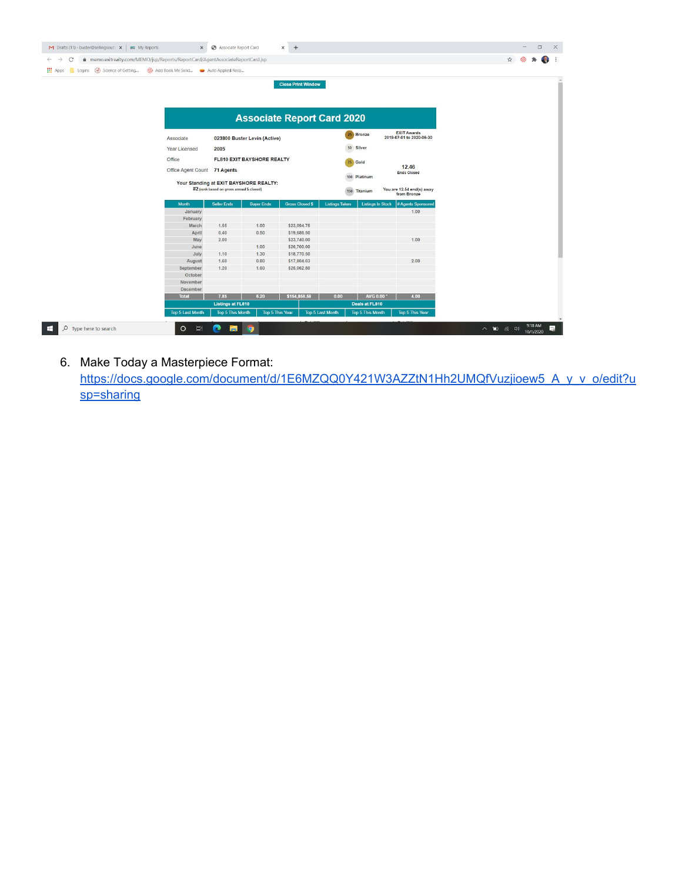Close Print Window

## Associate Report Card 2020

| | |
|---|---|
| Associate | 023800 Buster Levin (Active) |
| Year Licensed | 2005 |
| Office | FL810 EXIT BAYSHORE REALTY |
| Office Agent Count | 71 Agents |

**Your Standing at EXIT BAYSHORE REALTY:**
#2 (rank based on gross annual $ closed)

25 Bronze
50 Silver
75 Gold
100 Platinum
150 Titanium

EXIT Awards
2019-07-01 to 2020-06-30

12.46
Ends Closed

You are 12.54 end(s) away from Bronze

| Month | Seller Ends | Buyer Ends | Gross Closed $ | Listings Taken | Listings In Stock | # Agents Sponsored |
|---|---|---|---|---|---|---|
| January | | | | | | 1.00 |
| February | | | | | | |
| March | 1.55 | 1.00 | $23,094.75 | | | |
| April | 0.40 | 0.50 | $19,686.50 | | | |
| May | 2.00 | | $23,740.00 | | | 1.00 |
| June | | 1.00 | $26,700.00 | | | |
| July | 1.10 | 1.30 | $18,770.50 | | | |
| August | 1.60 | 0.80 | $17,804.03 | | | 2.00 |
| September | 1.20 | 1.60 | $25,062.80 | | | |
| October | | | | | | |
| November | | | | | | |
| December | | | | | | |
| Total | 7.85 | 6.20 | $154,858.58 | 0.00 | AVG 0.00 * | 4.00 |

| Listings at FL810 | | | Deals at FL810 | | |
|---|---|---|---|---|---|
| Top 5 Last Month | Top 5 This Month | Top 5 This Year | Top 5 Last Month | Top 5 This Month | Top 5 This Year |

6. Make Today a Masterpiece Format: https://docs.google.com/document/d/1E6MZQQ0Y421W3AZZtN1Hh2UMQfVuzjioew5_A_y_v_o/edit?usp=sharing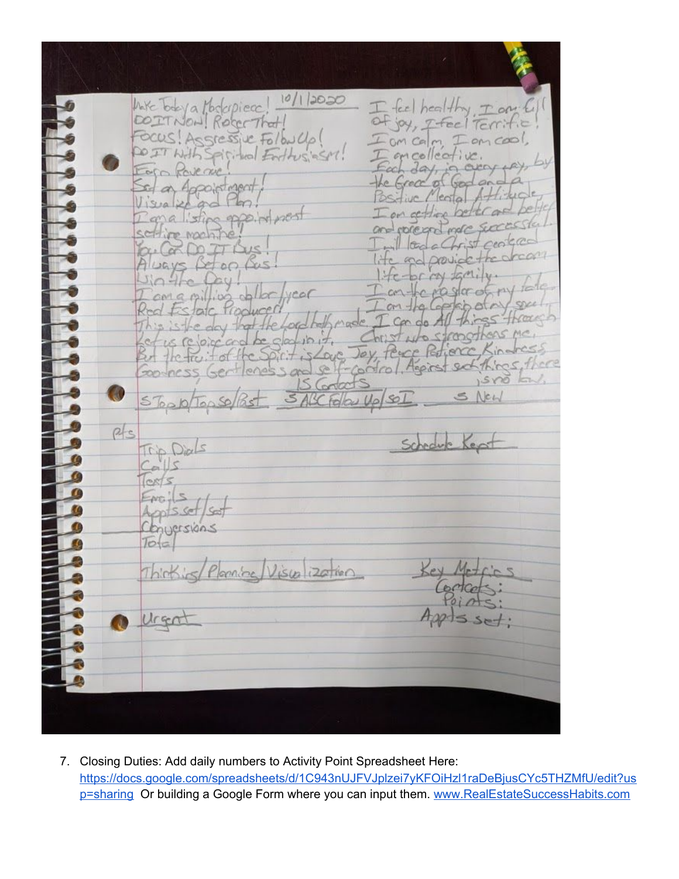Make Today a Masterpiece! 10/1/2020
DO IT NOW! Roger That!
Focus! Aggressive Follow Up!
DO IT With Spiritual Enthusiasm!
Earn Revenue!
Set an Appointment!
Visualize and Plan!
I am a listing appointment setting machine!
You Can DO IT Gus!
Always Bet on Gus!
Win the Day!
I am a million dollar/year Real Estate Producer!
This is the day that the Lord hath made Let us rejoice and be glad in it.

I feel healthy, I am full of joy, I feel Terrific!
I am calm, I am cool, I am collective.
Each day, in every way, by the Grace of God and a Positive Mental Attitude, I am getting better and better and more and more successful.
I will lead a Christ centered life and provide the dream life for my family.
I am the master of my fate.
I am the Captain of my soul.
I can do All things through Christ who strengthens me.

But the fruit of the Spirit is Love, Joy, Peace, Patience, Kindness, Goodness, Gentleness, and self-control. Against such things, there is no law.

15 Contacts

5 Top 10/Top 50/Past | 5 ABC Follow Up/SOI | 5 New

Pts

Trip Dials
Calls
Texts
Emails
Appts set/sat
Conversions
Total

Schedule Kept

Thinking/Planning/Visualization

Key Metrics
Contacts:
Points:
Appts set:

Urgent

7. Closing Duties: Add daily numbers to Activity Point Spreadsheet Here: https://docs.google.com/spreadsheets/d/1C943nUJFVJplzei7yKFOiHzl1raDeBjusCYc5THZMfU/edit?usp=sharing Or building a Google Form where you can input them. www.RealEstateSuccessHabits.com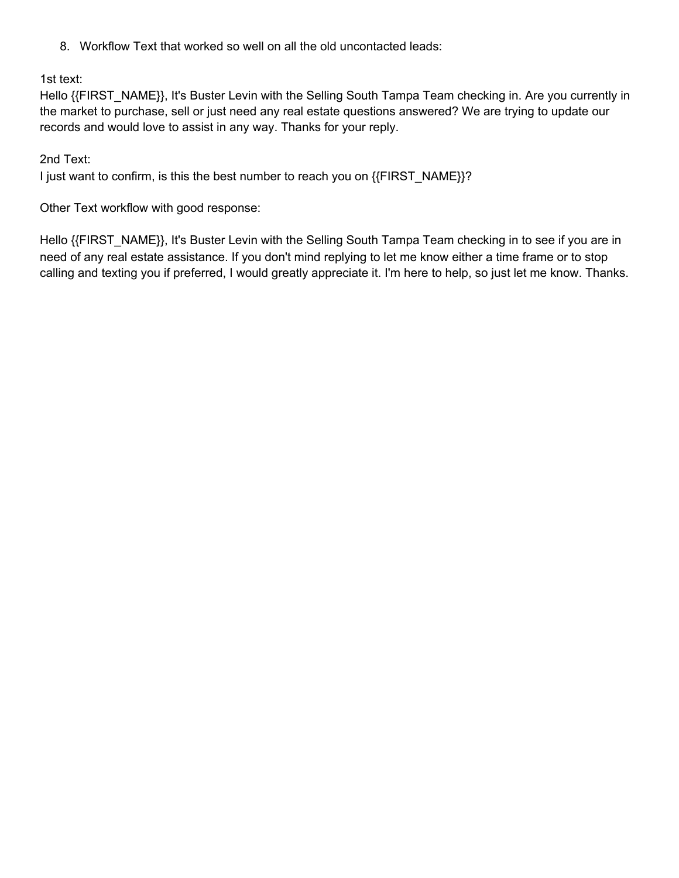8. Workflow Text that worked so well on all the old uncontacted leads:

1st text:
Hello {{FIRST_NAME}}, It's Buster Levin with the Selling South Tampa Team checking in. Are you currently in the market to purchase, sell or just need any real estate questions answered? We are trying to update our records and would love to assist in any way. Thanks for your reply.

2nd Text:
I just want to confirm, is this the best number to reach you on {{FIRST_NAME}}?

Other Text workflow with good response:

Hello {{FIRST_NAME}}, It's Buster Levin with the Selling South Tampa Team checking in to see if you are in need of any real estate assistance. If you don't mind replying to let me know either a time frame or to stop calling and texting you if preferred, I would greatly appreciate it. I'm here to help, so just let me know. Thanks.